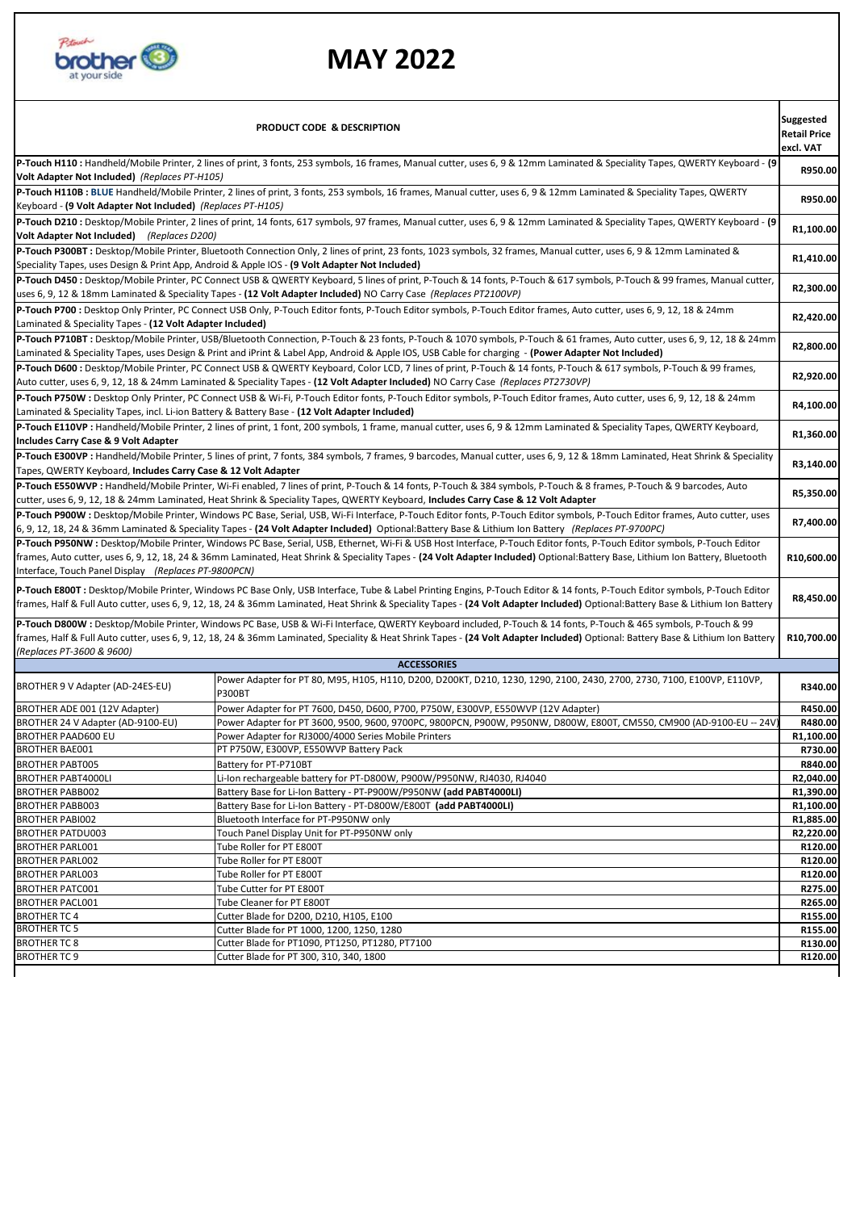# MAY 2022

| PRODUCT CODE & DESCRIPTION | Suggested Retail Price excl. VAT |
|---|---|
| **P-Touch H110 :** Handheld/Mobile Printer, 2 lines of print, 3 fonts, 253 symbols, 16 frames, Manual cutter, uses 6, 9 & 12mm Laminated & Speciality Tapes, QWERTY Keyboard - **(9 Volt Adapter Not Included)** *(Replaces PT-H105)* | **R950.00** |
| **P-Touch H110B : BLUE** Handheld/Mobile Printer, 2 lines of print, 3 fonts, 253 symbols, 16 frames, Manual cutter, uses 6, 9 & 12mm Laminated & Speciality Tapes, QWERTY Keyboard - **(9 Volt Adapter Not Included)** *(Replaces PT-H105)* | **R950.00** |
| **P-Touch D210 :** Desktop/Mobile Printer, 2 lines of print, 14 fonts, 617 symbols, 97 frames, Manual cutter, uses 6, 9 & 12mm Laminated & Speciality Tapes, QWERTY Keyboard - **(9 Volt Adapter Not Included)** *(Replaces D200)* | **R1,100.00** |
| **P-Touch P300BT :** Desktop/Mobile Printer, Bluetooth Connection Only, 2 lines of print, 23 fonts, 1023 symbols, 32 frames, Manual cutter, uses 6, 9 & 12mm Laminated & Speciality Tapes, uses Design & Print App, Android & Apple IOS - **(9 Volt Adapter Not Included)** | **R1,410.00** |
| **P-Touch D450 :** Desktop/Mobile Printer, PC Connect USB & QWERTY Keyboard, 5 lines of print, P-Touch & 14 fonts, P-Touch & 617 symbols, P-Touch & 99 frames, Manual cutter, uses 6, 9, 12 & 18mm Laminated & Speciality Tapes - **(12 Volt Adapter Included)** NO Carry Case *(Replaces PT2100VP)* | **R2,300.00** |
| **P-Touch P700 :** Desktop Only Printer, PC Connect USB Only, P-Touch Editor fonts, P-Touch Editor symbols, P-Touch Editor frames, Auto cutter, uses 6, 9, 12, 18 & 24mm Laminated & Speciality Tapes - **(12 Volt Adapter Included)** | **R2,420.00** |
| **P-Touch P710BT :** Desktop/Mobile Printer, USB/Bluetooth Connection, P-Touch & 23 fonts, P-Touch & 1070 symbols, P-Touch & 61 frames, Auto cutter, uses 6, 9, 12, 18 & 24mm Laminated & Speciality Tapes, uses Design & Print and iPrint & Label App, Android & Apple IOS, USB Cable for charging - **(Power Adapter Not Included)** | **R2,800.00** |
| **P-Touch D600 :** Desktop/Mobile Printer, PC Connect USB & QWERTY Keyboard, Color LCD, 7 lines of print, P-Touch & 14 fonts, P-Touch & 617 symbols, P-Touch & 99 frames, Auto cutter, uses 6, 9, 12, 18 & 24mm Laminated & Speciality Tapes - **(12 Volt Adapter Included)** NO Carry Case *(Replaces PT2730VP)* | **R2,920.00** |
| **P-Touch P750W :** Desktop Only Printer, PC Connect USB & Wi-Fi, P-Touch Editor fonts, P-Touch Editor symbols, P-Touch Editor frames, Auto cutter, uses 6, 9, 12, 18 & 24mm Laminated & Speciality Tapes, incl. Li-ion Battery & Battery Base - **(12 Volt Adapter Included)** | **R4,100.00** |
| **P-Touch E110VP :** Handheld/Mobile Printer, 2 lines of print, 1 font, 200 symbols, 1 frame, manual cutter, uses 6, 9 & 12mm Laminated & Speciality Tapes, QWERTY Keyboard, **Includes Carry Case & 9 Volt Adapter** | **R1,360.00** |
| **P-Touch E300VP :** Handheld/Mobile Printer, 5 lines of print, 7 fonts, 384 symbols, 7 frames, 9 barcodes, Manual cutter, uses 6, 9, 12 & 18mm Laminated, Heat Shrink & Speciality Tapes, QWERTY Keyboard, **Includes Carry Case & 12 Volt Adapter** | **R3,140.00** |
| **P-Touch E550WVP :** Handheld/Mobile Printer, Wi-Fi enabled, 7 lines of print, P-Touch & 14 fonts, P-Touch & 384 symbols, P-Touch & 8 frames, P-Touch & 9 barcodes, Auto cutter, uses 6, 9, 12, 18 & 24mm Laminated, Heat Shrink & Speciality Tapes, QWERTY Keyboard, **Includes Carry Case & 12 Volt Adapter** | **R5,350.00** |
| **P-Touch P900W :** Desktop/Mobile Printer, Windows PC Base, Serial, USB, Wi-Fi Interface, P-Touch Editor fonts, P-Touch Editor symbols, P-Touch Editor frames, Auto cutter, uses 6, 9, 12, 18, 24 & 36mm Laminated & Speciality Tapes - **(24 Volt Adapter Included)** Optional:Battery Base & Lithium Ion Battery *(Replaces PT-9700PC)* | **R7,400.00** |
| **P-Touch P950NW :** Desktop/Mobile Printer, Windows PC Base, Serial, USB, Ethernet, Wi-Fi & USB Host Interface, P-Touch Editor fonts, P-Touch Editor symbols, P-Touch Editor frames, Auto cutter, uses 6, 9, 12, 18, 24 & 36mm Laminated, Heat Shrink & Speciality Tapes - **(24 Volt Adapter Included)** Optional:Battery Base, Lithium Ion Battery, Bluetooth Interface, Touch Panel Display *(Replaces PT-9800PCN)* | **R10,600.00** |
| **P-Touch E800T :** Desktop/Mobile Printer, Windows PC Base Only, USB Interface, Tube & Label Printing Engins, P-Touch Editor & 14 fonts, P-Touch Editor symbols, P-Touch Editor frames, Half & Full Auto cutter, uses 6, 9, 12, 18, 24 & 36mm Laminated, Heat Shrink & Speciality Tapes - **(24 Volt Adapter Included)** Optional:Battery Base & Lithium Ion Battery | **R8,450.00** |
| **P-Touch D800W :** Desktop/Mobile Printer, Windows PC Base, USB & Wi-Fi Interface, QWERTY Keyboard included, P-Touch & 14 fonts, P-Touch & 465 symbols, P-Touch & 99 frames, Half & Full Auto cutter, uses 6, 9, 12, 18, 24 & 36mm Laminated, Speciality & Heat Shrink Tapes - **(24 Volt Adapter Included)** Optional: Battery Base & Lithium Ion Battery *(Replaces PT-3600 & 9600)* | **R10,700.00** |

## ACCESSORIES

| Product | Description | Price |
|---|---|---|
| BROTHER 9 V Adapter (AD-24ES-EU) | Power Adapter for PT 80, M95, H105, H110, D200, D200KT, D210, 1230, 1290, 2100, 2430, 2700, 2730, 7100, E100VP, E110VP, P300BT | **R340.00** |
| BROTHER ADE 001 (12V Adapter) | Power Adapter for PT 7600, D450, D600, P700, P750W, E300VP, E550WVP (12V Adapter) | **R450.00** |
| BROTHER 24 V Adapter (AD-9100-EU) | Power Adapter for PT 3600, 9500, 9600, 9700PC, 9800PCN, P900W, P950NW, D800W, E800T, CM550, CM900 (AD-9100-EU -- 24V) | **R480.00** |
| BROTHER PAAD600 EU | Power Adapter for RJ3000/4000 Series Mobile Printers | **R1,100.00** |
| BROTHER BAE001 | PT P750W, E300VP, E550WVP Battery Pack | **R730.00** |
| BROTHER PABT005 | Battery for PT-P710BT | **R840.00** |
| BROTHER PABT4000LI | Li-Ion rechargeable battery for PT-D800W, P900W/P950NW, RJ4030, RJ4040 | **R2,040.00** |
| BROTHER PABB002 | Battery Base for Li-Ion Battery - PT-P900W/P950NW **(add PABT4000LI)** | **R1,390.00** |
| BROTHER PABB003 | Battery Base for Li-Ion Battery - PT-D800W/E800T **(add PABT4000LI)** | **R1,100.00** |
| BROTHER PABI002 | Bluetooth Interface for PT-P950NW only | **R1,885.00** |
| BROTHER PATDU003 | Touch Panel Display Unit for PT-P950NW only | **R2,220.00** |
| BROTHER PARL001 | Tube Roller for PT E800T | **R120.00** |
| BROTHER PARL002 | Tube Roller for PT E800T | **R120.00** |
| BROTHER PARL003 | Tube Roller for PT E800T | **R120.00** |
| BROTHER PATC001 | Tube Cutter for PT E800T | **R275.00** |
| BROTHER PACL001 | Tube Cleaner for PT E800T | **R265.00** |
| BROTHER TC 4 | Cutter Blade for D200, D210, H105, E100 | **R155.00** |
| BROTHER TC 5 | Cutter Blade for PT 1000, 1200, 1250, 1280 | **R155.00** |
| BROTHER TC 8 | Cutter Blade for PT1090, PT1250, PT1280, PT7100 | **R130.00** |
| BROTHER TC 9 | Cutter Blade for PT 300, 310, 340, 1800 | **R120.00** |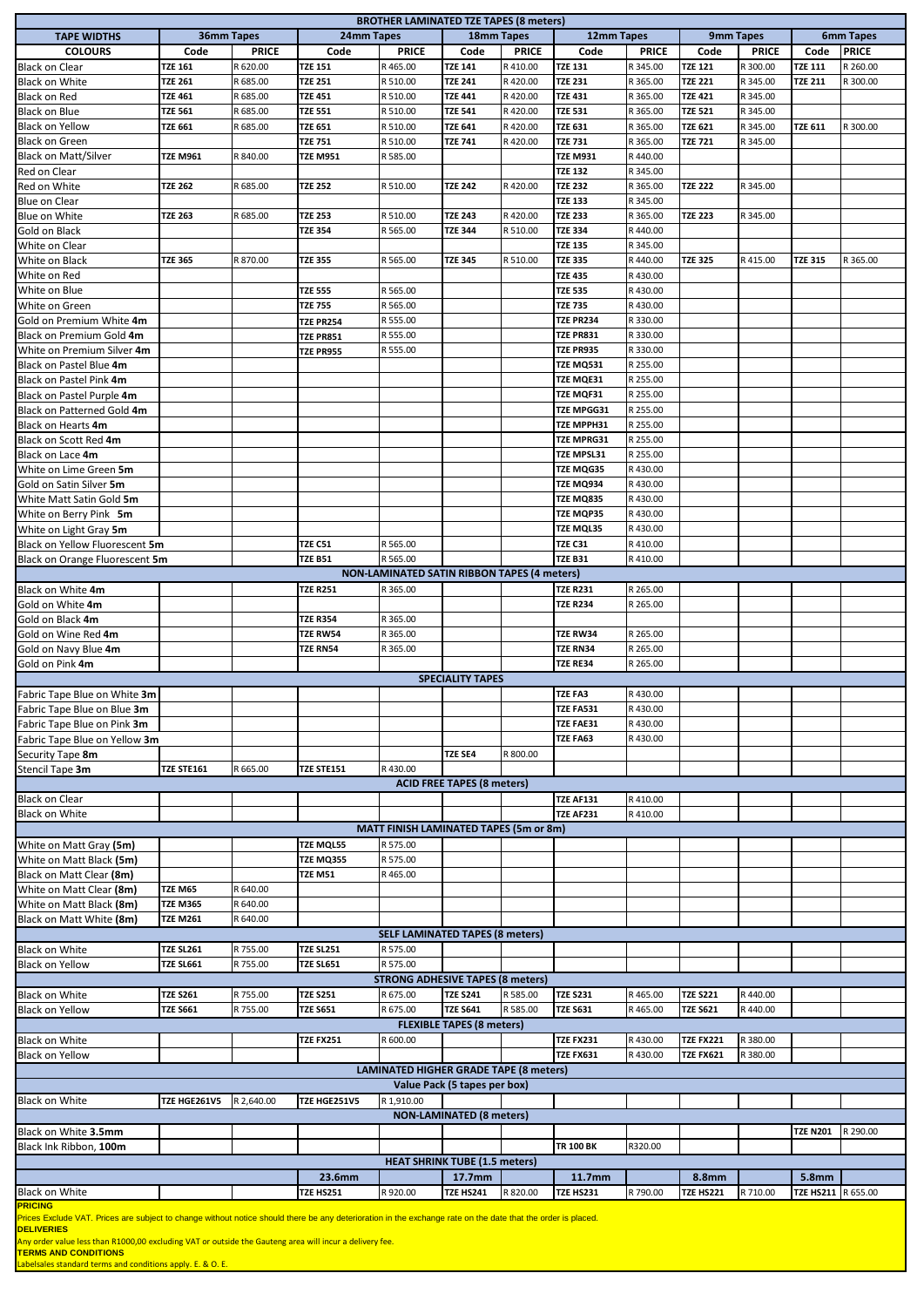| BROTHER LAMINATED TZE TAPES (8 meters) | | | | | | | | | | | | |
|---|---|---|---|---|---|---|---|---|---|---|---|---|
| TAPE WIDTHS | 36mm Tapes | | 24mm Tapes | | 18mm Tapes | | 12mm Tapes | | 9mm Tapes | | 6mm Tapes | |
| COLOURS | Code | PRICE | Code | PRICE | Code | PRICE | Code | PRICE | Code | PRICE | Code | PRICE |
| Black on Clear | TZE 161 | R 620.00 | TZE 151 | R 465.00 | TZE 141 | R 410.00 | TZE 131 | R 345.00 | TZE 121 | R 300.00 | TZE 111 | R 260.00 |
| Black on White | TZE 261 | R 685.00 | TZE 251 | R 510.00 | TZE 241 | R 420.00 | TZE 231 | R 365.00 | TZE 221 | R 345.00 | TZE 211 | R 300.00 |
| Black on Red | TZE 461 | R 685.00 | TZE 451 | R 510.00 | TZE 441 | R 420.00 | TZE 431 | R 365.00 | TZE 421 | R 345.00 | | |
| Black on Blue | TZE 561 | R 685.00 | TZE 551 | R 510.00 | TZE 541 | R 420.00 | TZE 531 | R 365.00 | TZE 521 | R 345.00 | | |
| Black on Yellow | TZE 661 | R 685.00 | TZE 651 | R 510.00 | TZE 641 | R 420.00 | TZE 631 | R 365.00 | TZE 621 | R 345.00 | TZE 611 | R 300.00 |
| Black on Green | | | TZE 751 | R 510.00 | TZE 741 | R 420.00 | TZE 731 | R 365.00 | TZE 721 | R 345.00 | | |
| Black on Matt/Silver | TZE M961 | R 840.00 | TZE M951 | R 585.00 | | | TZE M931 | R 440.00 | | | | |
| Red on Clear | | | | | | | TZE 132 | R 345.00 | | | | |
| Red on White | TZE 262 | R 685.00 | TZE 252 | R 510.00 | TZE 242 | R 420.00 | TZE 232 | R 365.00 | TZE 222 | R 345.00 | | |
| Blue on Clear | | | | | | | TZE 133 | R 345.00 | | | | |
| Blue on White | TZE 263 | R 685.00 | TZE 253 | R 510.00 | TZE 243 | R 420.00 | TZE 233 | R 365.00 | TZE 223 | R 345.00 | | |
| Gold on Black | | | TZE 354 | R 565.00 | TZE 344 | R 510.00 | TZE 334 | R 440.00 | | | | |
| White on Clear | | | | | | | TZE 135 | R 345.00 | | | | |
| White on Black | TZE 365 | R 870.00 | TZE 355 | R 565.00 | TZE 345 | R 510.00 | TZE 335 | R 440.00 | TZE 325 | R 415.00 | TZE 315 | R 365.00 |
| White on Red | | | | | | | TZE 435 | R 430.00 | | | | |
| White on Blue | | | TZE 555 | R 565.00 | | | TZE 535 | R 430.00 | | | | |
| White on Green | | | TZE 755 | R 565.00 | | | TZE 735 | R 430.00 | | | | |
| Gold on Premium White **4m** | | | TZE PR254 | R 555.00 | | | TZE PR234 | R 330.00 | | | | |
| Black on Premium Gold **4m** | | | TZE PR851 | R 555.00 | | | TZE PR831 | R 330.00 | | | | |
| White on Premium Silver **4m** | | | TZE PR955 | R 555.00 | | | TZE PR935 | R 330.00 | | | | |
| Black on Pastel Blue **4m** | | | | | | | TZE MQ531 | R 255.00 | | | | |
| Black on Pastel Pink **4m** | | | | | | | TZE MQE31 | R 255.00 | | | | |
| Black on Pastel Purple **4m** | | | | | | | TZE MQF31 | R 255.00 | | | | |
| Black on Patterned Gold **4m** | | | | | | | TZE MPGG31 | R 255.00 | | | | |
| Black on Hearts **4m** | | | | | | | TZE MPPH31 | R 255.00 | | | | |
| Black on Scott Red **4m** | | | | | | | TZE MPRG31 | R 255.00 | | | | |
| Black on Lace **4m** | | | | | | | TZE MPSL31 | R 255.00 | | | | |
| White on Lime Green **5m** | | | | | | | TZE MQG35 | R 430.00 | | | | |
| Gold on Satin Silver **5m** | | | | | | | TZE MQ934 | R 430.00 | | | | |
| White Matt Satin Gold **5m** | | | | | | | TZE MQ835 | R 430.00 | | | | |
| White on Berry Pink **5m** | | | | | | | TZE MQP35 | R 430.00 | | | | |
| White on Light Gray **5m** | | | | | | | TZE MQL35 | R 430.00 | | | | |
| Black on Yellow Fluorescent **5m** | | | TZE C51 | R 565.00 | | | TZE C31 | R 410.00 | | | | |
| Black on Orange Fluorescent **5m** | | | TZE B51 | R 565.00 | | | TZE B31 | R 410.00 | | | | |
| **NON-LAMINATED SATIN RIBBON TAPES (4 meters)** | | | | | | | | | | | | |
| Black on White **4m** | | | TZE R251 | R 365.00 | | | TZE R231 | R 265.00 | | | | |
| Gold on White **4m** | | | | | | | TZE R234 | R 265.00 | | | | |
| Gold on Black **4m** | | | TZE R354 | R 365.00 | | | | | | | | |
| Gold on Wine Red **4m** | | | TZE RW54 | R 365.00 | | | TZE RW34 | R 265.00 | | | | |
| Gold on Navy Blue **4m** | | | TZE RN54 | R 365.00 | | | TZE RN34 | R 265.00 | | | | |
| Gold on Pink **4m** | | | | | | | TZE RE34 | R 265.00 | | | | |
| **SPECIALITY TAPES** | | | | | | | | | | | | |
| Fabric Tape Blue on White **3m** | | | | | | | TZE FA3 | R 430.00 | | | | |
| Fabric Tape Blue on Blue **3m** | | | | | | | TZE FA531 | R 430.00 | | | | |
| Fabric Tape Blue on Pink **3m** | | | | | | | TZE FAE31 | R 430.00 | | | | |
| Fabric Tape Blue on Yellow **3m** | | | | | | | TZE FA63 | R 430.00 | | | | |
| Security Tape **8m** | | | | | TZE SE4 | R 800.00 | | | | | | |
| Stencil Tape **3m** | TZE STE161 | R 665.00 | TZE STE151 | R 430.00 | | | | | | | | |
| **ACID FREE TAPES (8 meters)** | | | | | | | | | | | | |
| Black on Clear | | | | | | | TZE AF131 | R 410.00 | | | | |
| Black on White | | | | | | | TZE AF231 | R 410.00 | | | | |
| **MATT FINISH LAMINATED TAPES (5m or 8m)** | | | | | | | | | | | | |
| White on Matt Gray **(5m)** | | | TZE MQL55 | R 575.00 | | | | | | | | |
| White on Matt Black **(5m)** | | | TZE MQ355 | R 575.00 | | | | | | | | |
| Black on Matt Clear **(8m)** | | | TZE M51 | R 465.00 | | | | | | | | |
| White on Matt Clear **(8m)** | TZE M65 | R 640.00 | | | | | | | | | | |
| White on Matt Black **(8m)** | TZE M365 | R 640.00 | | | | | | | | | | |
| Black on Matt White **(8m)** | TZE M261 | R 640.00 | | | | | | | | | | |
| **SELF LAMINATED TAPES (8 meters)** | | | | | | | | | | | | |
| Black on White | TZE SL261 | R 755.00 | TZE SL251 | R 575.00 | | | | | | | | |
| Black on Yellow | TZE SL661 | R 755.00 | TZE SL651 | R 575.00 | | | | | | | | |
| **STRONG ADHESIVE TAPES (8 meters)** | | | | | | | | | | | | |
| Black on White | TZE S261 | R 755.00 | TZE S251 | R 675.00 | TZE S241 | R 585.00 | TZE S231 | R 465.00 | TZE S221 | R 440.00 | | |
| Black on Yellow | TZE S661 | R 755.00 | TZE S651 | R 675.00 | TZE S641 | R 585.00 | TZE S631 | R 465.00 | TZE S621 | R 440.00 | | |
| **FLEXIBLE TAPES (8 meters)** | | | | | | | | | | | | |
| Black on White | | | TZE FX251 | R 600.00 | | | TZE FX231 | R 430.00 | TZE FX221 | R 380.00 | | |
| Black on Yellow | | | | | | | TZE FX631 | R 430.00 | TZE FX621 | R 380.00 | | |
| **LAMINATED HIGHER GRADE TAPE (8 meters)** | | | | | | | | | | | | |
| **Value Pack (5 tapes per box)** | | | | | | | | | | | | |
| Black on White | TZE HGE261V5 | R 2,640.00 | TZE HGE251V5 | R 1,910.00 | | | | | | | | |
| **NON-LAMINATED (8 meters)** | | | | | | | | | | | | |
| Black on White **3.5mm** | | | | | | | | | | | TZE N201 | R 290.00 |
| Black Ink Ribbon, **100m** | | | | | | | TR 100 BK | R320.00 | | | | |
| **HEAT SHRINK TUBE (1.5 meters)** | | | | | | | | | | | | |
| | | | 23.6mm | | 17.7mm | | 11.7mm | | 8.8mm | | 5.8mm | |
| Black on White | | | TZE HS251 | R 920.00 | TZE HS241 | R 820.00 | TZE HS231 | R 790.00 | TZE HS221 | R 710.00 | TZE HS211 | R 655.00 |

**PRICING**

Prices Exclude VAT. Prices are subject to change without notice should there be any deterioration in the exchange rate on the date that the order is placed.

**DELIVERIES**

Any order value less than R1000,00 excluding VAT or outside the Gauteng area will incur a delivery fee.

**TERMS AND CONDITIONS**

Labelsales standard terms and conditions apply. E. & O. E.